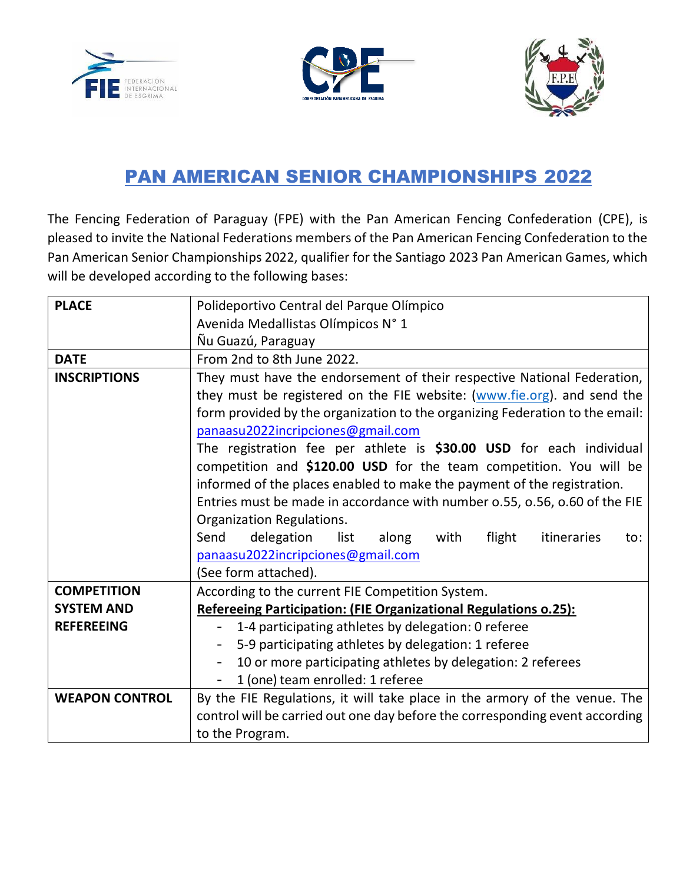# PAN AMERICAN SENIOR CHAMPIONSHIPS 2022

The Fencing Federation of Paraguay (FPE) with the Pan American Fencing Confederation (CPE), is pleased to invite the National Federations members of the Pan American Fencing Confederation to the Pan American Senior Championships 2022, qualifier for the Santiago 2023 Pan American Games, which will be developed according to the following bases:

| | |
|---|---|
| **PLACE** | Polideportivo Central del Parque Olímpico<br>Avenida Medallistas Olímpicos N° 1<br>Ñu Guazú, Paraguay |
| **DATE** | From 2nd to 8th June 2022. |
| **INSCRIPTIONS** | They must have the endorsement of their respective National Federation, they must be registered on the FIE website: (www.fie.org). and send the form provided by the organization to the organizing Federation to the email: panaasu2022incripciones@gmail.com<br>The registration fee per athlete is **$30.00 USD** for each individual competition and **$120.00 USD** for the team competition. You will be informed of the places enabled to make the payment of the registration.<br>Entries must be made in accordance with number o.55, o.56, o.60 of the FIE Organization Regulations.<br>Send delegation list along with flight itineraries to: panaasu2022incripciones@gmail.com<br>(See form attached). |
| **COMPETITION SYSTEM AND REFEREEING** | According to the current FIE Competition System.<br>**Refereeing Participation: (FIE Organizational Regulations o.25):**<br>- 1-4 participating athletes by delegation: 0 referee<br>- 5-9 participating athletes by delegation: 1 referee<br>- 10 or more participating athletes by delegation: 2 referees<br>- 1 (one) team enrolled: 1 referee |
| **WEAPON CONTROL** | By the FIE Regulations, it will take place in the armory of the venue. The control will be carried out one day before the corresponding event according to the Program. |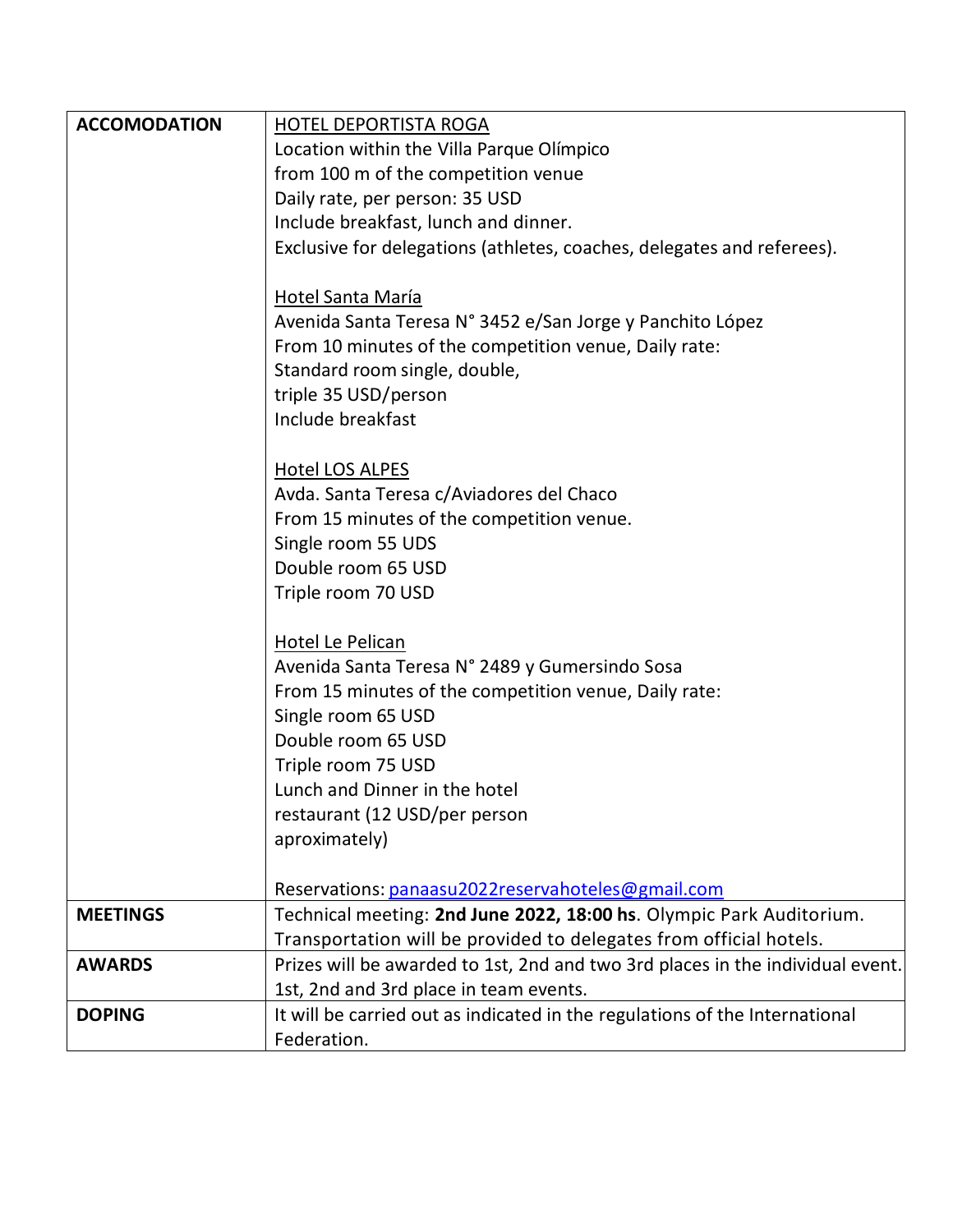| | |
|---|---|
| **ACCOMODATION** | HOTEL DEPORTISTA ROGA<br>Location within the Villa Parque Olímpico<br>from 100 m of the competition venue<br>Daily rate, per person: 35 USD<br>Include breakfast, lunch and dinner.<br>Exclusive for delegations (athletes, coaches, delegates and referees).<br><br>Hotel Santa María<br>Avenida Santa Teresa N° 3452 e/San Jorge y Panchito López<br>From 10 minutes of the competition venue, Daily rate:<br>Standard room single, double,<br>triple 35 USD/person<br>Include breakfast<br><br>Hotel LOS ALPES<br>Avda. Santa Teresa c/Aviadores del Chaco<br>From 15 minutes of the competition venue.<br>Single room 55 UDS<br>Double room 65 USD<br>Triple room 70 USD<br><br>Hotel Le Pelican<br>Avenida Santa Teresa N° 2489 y Gumersindo Sosa<br>From 15 minutes of the competition venue, Daily rate:<br>Single room 65 USD<br>Double room 65 USD<br>Triple room 75 USD<br>Lunch and Dinner in the hotel<br>restaurant (12 USD/per person<br>aproximately)<br><br>Reservations: panaasu2022reservahoteles@gmail.com |
| **MEETINGS** | Technical meeting: **2nd June 2022, 18:00 hs**. Olympic Park Auditorium.<br>Transportation will be provided to delegates from official hotels. |
| **AWARDS** | Prizes will be awarded to 1st, 2nd and two 3rd places in the individual event.<br>1st, 2nd and 3rd place in team events. |
| **DOPING** | It will be carried out as indicated in the regulations of the International Federation. |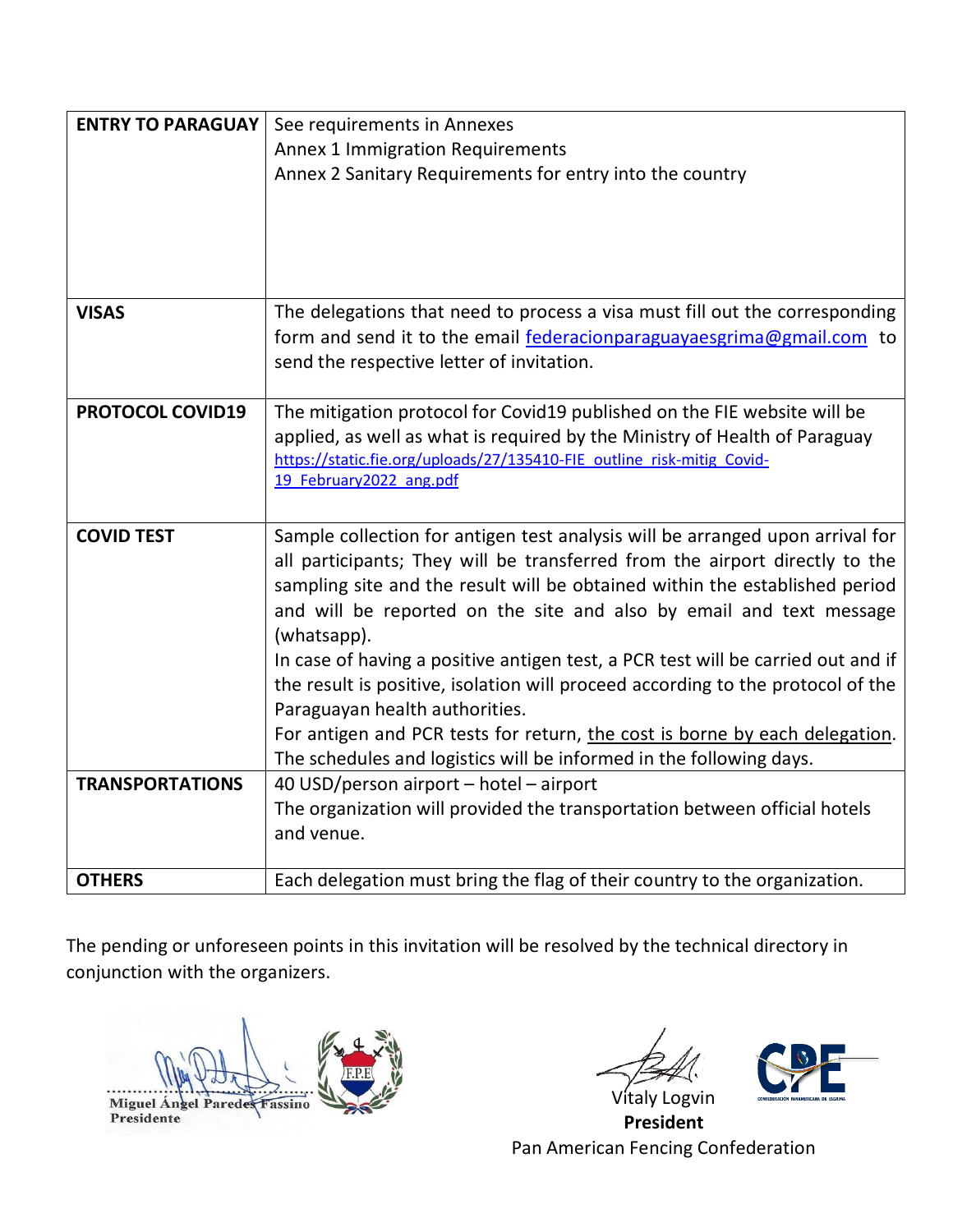| | |
|---|---|
| **ENTRY TO PARAGUAY** | See requirements in Annexes<br>Annex 1 Immigration Requirements<br>Annex 2 Sanitary Requirements for entry into the country |
| **VISAS** | The delegations that need to process a visa must fill out the corresponding form and send it to the email federacionparaguayaesgrima@gmail.com to send the respective letter of invitation. |
| **PROTOCOL COVID19** | The mitigation protocol for Covid19 published on the FIE website will be applied, as well as what is required by the Ministry of Health of Paraguay<br>https://static.fie.org/uploads/27/135410-FIE_outline_risk-mitig_Covid-19_February2022_ang.pdf |
| **COVID TEST** | Sample collection for antigen test analysis will be arranged upon arrival for all participants; They will be transferred from the airport directly to the sampling site and the result will be obtained within the established period and will be reported on the site and also by email and text message (whatsapp).<br>In case of having a positive antigen test, a PCR test will be carried out and if the result is positive, isolation will proceed according to the protocol of the Paraguayan health authorities.<br>For antigen and PCR tests for return, the cost is borne by each delegation.<br>The schedules and logistics will be informed in the following days. |
| **TRANSPORTATIONS** | 40 USD/person airport – hotel – airport<br>The organization will provided the transportation between official hotels and venue. |
| **OTHERS** | Each delegation must bring the flag of their country to the organization. |

The pending or unforeseen points in this invitation will be resolved by the technical directory in conjunction with the organizers.

Miguel Ángel Paredes Fassino
Presidente

Vitaly Logvin
**President**
Pan American Fencing Confederation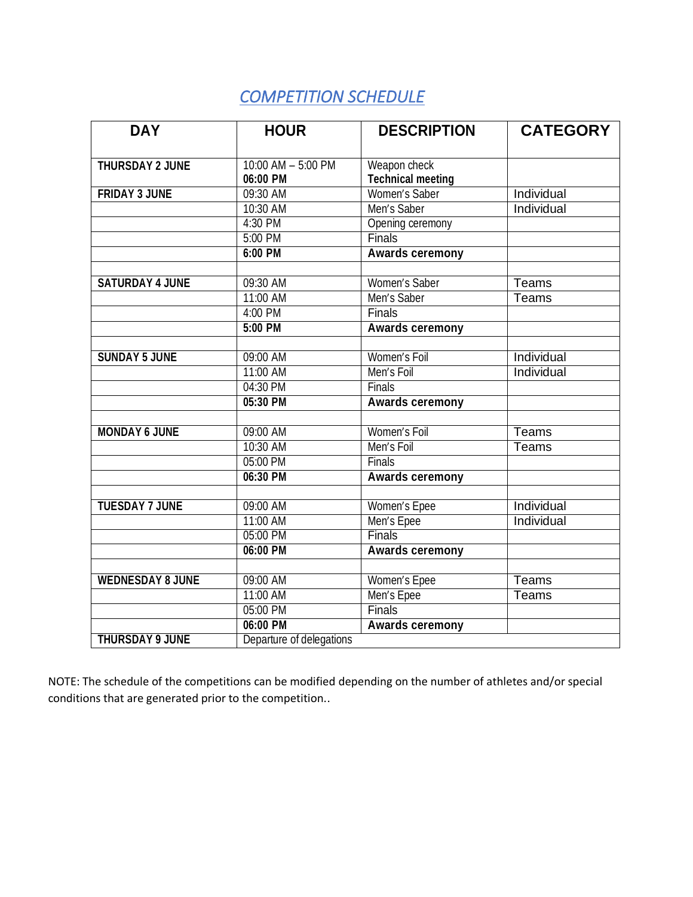# *COMPETITION SCHEDULE*

| DAY | HOUR | DESCRIPTION | CATEGORY |
|---|---|---|---|
| **THURSDAY 2 JUNE** | 10:00 AM – 5:00 PM<br>**06:00 PM** | Weapon check<br>**Technical meeting** | |
| **FRIDAY 3 JUNE** | 09:30 AM | Women's Saber | Individual |
| | 10:30 AM | Men's Saber | Individual |
| | 4:30 PM | Opening ceremony | |
| | 5:00 PM | Finals | |
| | **6:00 PM** | **Awards ceremony** | |
| | | | |
| **SATURDAY 4 JUNE** | 09:30 AM | Women's Saber | Teams |
| | 11:00 AM | Men's Saber | Teams |
| | 4:00 PM | Finals | |
| | **5:00 PM** | **Awards ceremony** | |
| | | | |
| **SUNDAY 5 JUNE** | 09:00 AM | Women's Foil | Individual |
| | 11:00 AM | Men's Foil | Individual |
| | 04:30 PM | Finals | |
| | **05:30 PM** | **Awards ceremony** | |
| | | | |
| **MONDAY 6 JUNE** | 09:00 AM | Women's Foil | Teams |
| | 10:30 AM | Men's Foil | Teams |
| | 05:00 PM | Finals | |
| | **06:30 PM** | **Awards ceremony** | |
| | | | |
| **TUESDAY 7 JUNE** | 09:00 AM | Women's Epee | Individual |
| | 11:00 AM | Men's Epee | Individual |
| | 05:00 PM | Finals | |
| | **06:00 PM** | **Awards ceremony** | |
| | | | |
| **WEDNESDAY 8 JUNE** | 09:00 AM | Women's Epee | Teams |
| | 11:00 AM | Men's Epee | Teams |
| | 05:00 PM | Finals | |
| | **06:00 PM** | **Awards ceremony** | |
| **THURSDAY 9 JUNE** | Departure of delegations | | |

NOTE: The schedule of the competitions can be modified depending on the number of athletes and/or special conditions that are generated prior to the competition..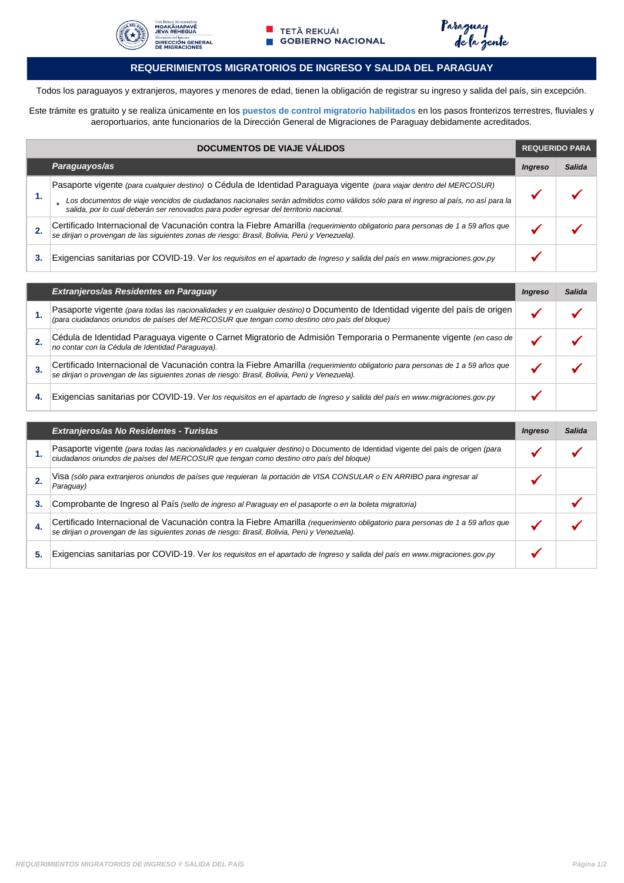# REQUERIMIENTOS MIGRATORIOS DE INGRESO Y SALIDA DEL PARAGUAY

Todos los paraguayos y extranjeros, mayores y menores de edad, tienen la obligación de registrar su ingreso y salida del país, sin excepción.

Este trámite es gratuito y se realiza únicamente en los **puestos de control migratorio habilitados** en los pasos fronterizos terrestres, fluviales y aeroportuarios, ante funcionarios de la Dirección General de Migraciones de Paraguay debidamente acreditados.

| | **DOCUMENTOS DE VIAJE VÁLIDOS** | **REQUERIDO PARA** | |
|---|---|---|---|
| | ***Paraguayos/as*** | ***Ingreso*** | ***Salida*** |
| **1.** | Pasaporte vigente *(para cualquier destino)* o Cédula de Identidad Paraguaya vigente *(para viajar dentro del MERCOSUR)*<br>* *Los documentos de viaje vencidos de ciudadanos nacionales serán admitidos como válidos sólo para el ingreso al país, no así para la salida, por lo cual deberán ser renovados para poder egresar del territorio nacional.* | ✓ | ✓ |
| **2.** | Certificado Internacional de Vacunación contra la Fiebre Amarilla *(requerimiento obligatorio para personas de 1 a 59 años que se dirijan o provengan de las siguientes zonas de riesgo: Brasil, Bolivia, Perú y Venezuela).* | ✓ | ✓ |
| **3.** | Exigencias sanitarias por COVID-19. V*er los requisitos en el apartado de Ingreso y salida del país en www.migraciones.gov.py* | ✓ | |

| | ***Extranjeros/as Residentes en Paraguay*** | ***Ingreso*** | ***Salida*** |
|---|---|---|---|
| **1.** | Pasaporte vigente *(para todas las nacionalidades y en cualquier destino)* o Documento de Identidad vigente del país de origen *(para ciudadanos oriundos de países del MERCOSUR que tengan como destino otro país del bloque)* | ✓ | ✓ |
| **2.** | Cédula de Identidad Paraguaya vigente o Carnet Migratorio de Admisión Temporaria o Permanente vigente *(en caso de no contar con la Cédula de Identidad Paraguaya).* | ✓ | ✓ |
| **3.** | Certificado Internacional de Vacunación contra la Fiebre Amarilla *(requerimiento obligatorio para personas de 1 a 59 años que se dirijan o provengan de las siguientes zonas de riesgo: Brasil, Bolivia, Perú y Venezuela).* | ✓ | ✓ |
| **4.** | Exigencias sanitarias por COVID-19. V*er los requisitos en el apartado de Ingreso y salida del país en www.migraciones.gov.py* | ✓ | |

| | ***Extranjeros/as No Residentes - Turistas*** | ***Ingreso*** | ***Salida*** |
|---|---|---|---|
| **1.** | Pasaporte vigente *(para todas las nacionalidades y en cualquier destino)* o Documento de Identidad vigente del país de origen *(para ciudadanos oriundos de países del MERCOSUR que tengan como destino otro país del bloque)* | ✓ | ✓ |
| **2.** | Visa *(sólo para extranjeros oriundos de países que requieran la portación de VISA CONSULAR o EN ARRIBO para ingresar al Paraguay)* | ✓ | |
| **3.** | Comprobante de Ingreso al País *(sello de ingreso al Paraguay en el pasaporte o en la boleta migratoria)* | | ✓ |
| **4.** | Certificado Internacional de Vacunación contra la Fiebre Amarilla *(requerimiento obligatorio para personas de 1 a 59 años que se dirijan o provengan de las siguientes zonas de riesgo: Brasil, Bolivia, Perú y Venezuela).* | ✓ | ✓ |
| **5.** | Exigencias sanitarias por COVID-19. V*er los requisitos en el apartado de Ingreso y salida del país en www.migraciones.gov.py* | ✓ | |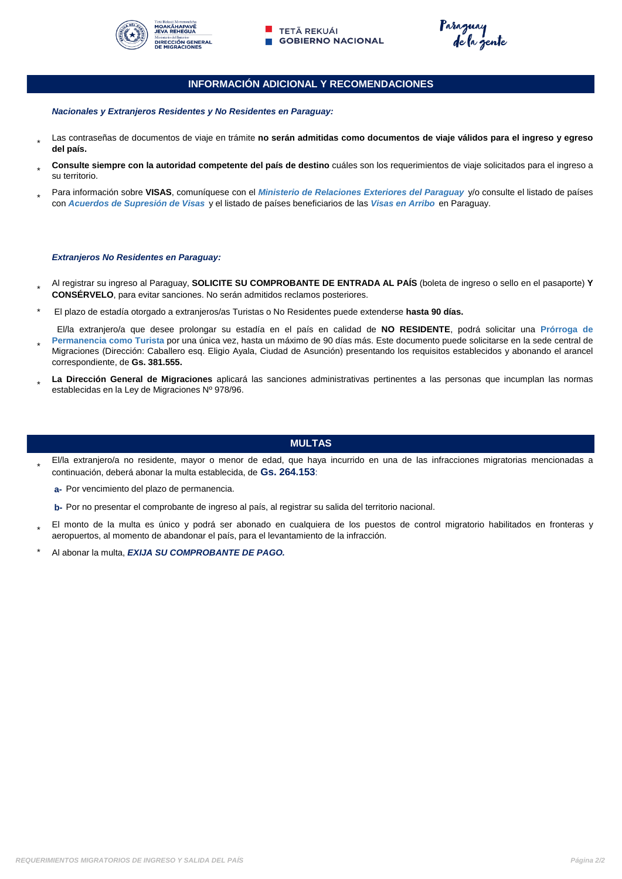## INFORMACIÓN ADICIONAL Y RECOMENDACIONES

***Nacionales y Extranjeros Residentes y No Residentes en Paraguay:***

* Las contraseñas de documentos de viaje en trámite **no serán admitidas como documentos de viaje válidos para el ingreso y egreso del país.**
* **Consulte siempre con la autoridad competente del país de destino** cuáles son los requerimientos de viaje solicitados para el ingreso a su territorio.
* Para información sobre **VISAS**, comuníquese con el ***Ministerio de Relaciones Exteriores del Paraguay*** y/o consulte el listado de países con ***Acuerdos de Supresión de Visas*** y el listado de países beneficiarios de las ***Visas en Arribo*** en Paraguay.

***Extranjeros No Residentes en Paraguay:***

* Al registrar su ingreso al Paraguay, **SOLICITE SU COMPROBANTE DE ENTRADA AL PAÍS** (boleta de ingreso o sello en el pasaporte) **Y CONSÉRVELO**, para evitar sanciones. No serán admitidos reclamos posteriores.
* El plazo de estadía otorgado a extranjeros/as Turistas o No Residentes puede extenderse **hasta 90 días.**
* El/la extranjero/a que desee prolongar su estadía en el país en calidad de **NO RESIDENTE**, podrá solicitar una **Prórroga de Permanencia como Turista** por una única vez, hasta un máximo de 90 días más. Este documento puede solicitarse en la sede central de Migraciones (Dirección: Caballero esq. Eligio Ayala, Ciudad de Asunción) presentando los requisitos establecidos y abonando el arancel correspondiente, de **Gs. 381.555.**
* **La Dirección General de Migraciones** aplicará las sanciones administrativas pertinentes a las personas que incumplan las normas establecidas en la Ley de Migraciones Nº 978/96.

## MULTAS

* El/la extranjero/a no residente, mayor o menor de edad, que haya incurrido en una de las infracciones migratorias mencionadas a continuación, deberá abonar la multa establecida, de **Gs. 264.153**:

  **a-** Por vencimiento del plazo de permanencia.

  **b-** Por no presentar el comprobante de ingreso al país, al registrar su salida del territorio nacional.

* El monto de la multa es único y podrá ser abonado en cualquiera de los puestos de control migratorio habilitados en fronteras y aeropuertos, al momento de abandonar el país, para el levantamiento de la infracción.
* Al abonar la multa, ***EXIJA SU COMPROBANTE DE PAGO.***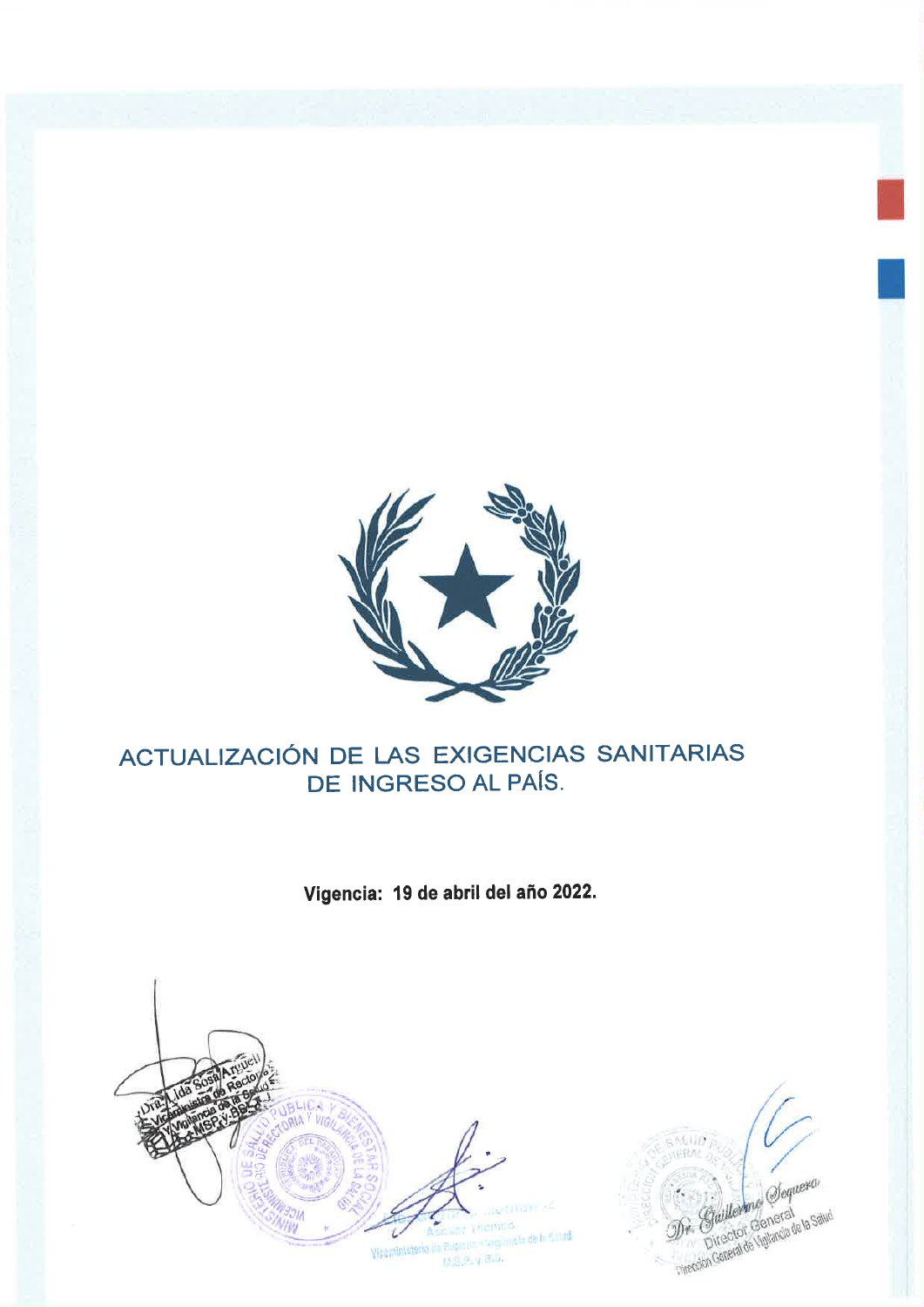# ACTUALIZACIÓN DE LAS EXIGENCIAS SANITARIAS DE INGRESO AL PAÍS.

**Vigencia: 19 de abril del año 2022.**

Dra. Lida Sosa Arguello
Viceministra de Rectoría y Vigilancia de la Salud
MSP y BS

Asesor Técnico
Viceministerio de Rectoría y Vigilancia de la Salud
M.S.P. y B.S.

Dr. Guillermo Sequera
Director General
Dirección General de Vigilancia de la Salud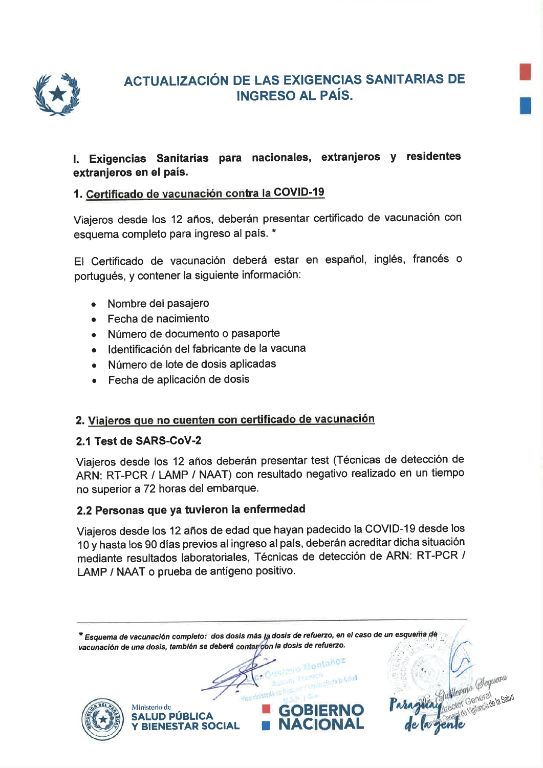# ACTUALIZACIÓN DE LAS EXIGENCIAS SANITARIAS DE INGRESO AL PAÍS.

## I. Exigencias Sanitarias para nacionales, extranjeros y residentes extranjeros en el país.

### 1. Certificado de vacunación contra la COVID-19

Viajeros desde los 12 años, deberán presentar certificado de vacunación con esquema completo para ingreso al país. *

El Certificado de vacunación deberá estar en español, inglés, francés o portugués, y contener la siguiente información:

- Nombre del pasajero
- Fecha de nacimiento
- Número de documento o pasaporte
- Identificación del fabricante de la vacuna
- Número de lote de dosis aplicadas
- Fecha de aplicación de dosis

### 2. Viajeros que no cuenten con certificado de vacunación

#### 2.1 Test de SARS-CoV-2

Viajeros desde los 12 años deberán presentar test (Técnicas de detección de ARN: RT-PCR / LAMP / NAAT) con resultado negativo realizado en un tiempo no superior a 72 horas del embarque.

#### 2.2 Personas que ya tuvieron la enfermedad

Viajeros desde los 12 años de edad que hayan padecido la COVID-19 desde los 10 y hasta los 90 días previos al ingreso al país, deberán acreditar dicha situación mediante resultados laboratoriales, Técnicas de detección de ARN: RT-PCR / LAMP / NAAT o prueba de antígeno positivo.

---

* *Esquema de vacunación completo: dos dosis más la dosis de refuerzo, en el caso de un esquema de vacunación de una dosis, también se deberá contar con la dosis de refuerzo.*

Ministerio de SALUD PÚBLICA Y BIENESTAR SOCIAL — GOBIERNO NACIONAL — Paraguay de la gente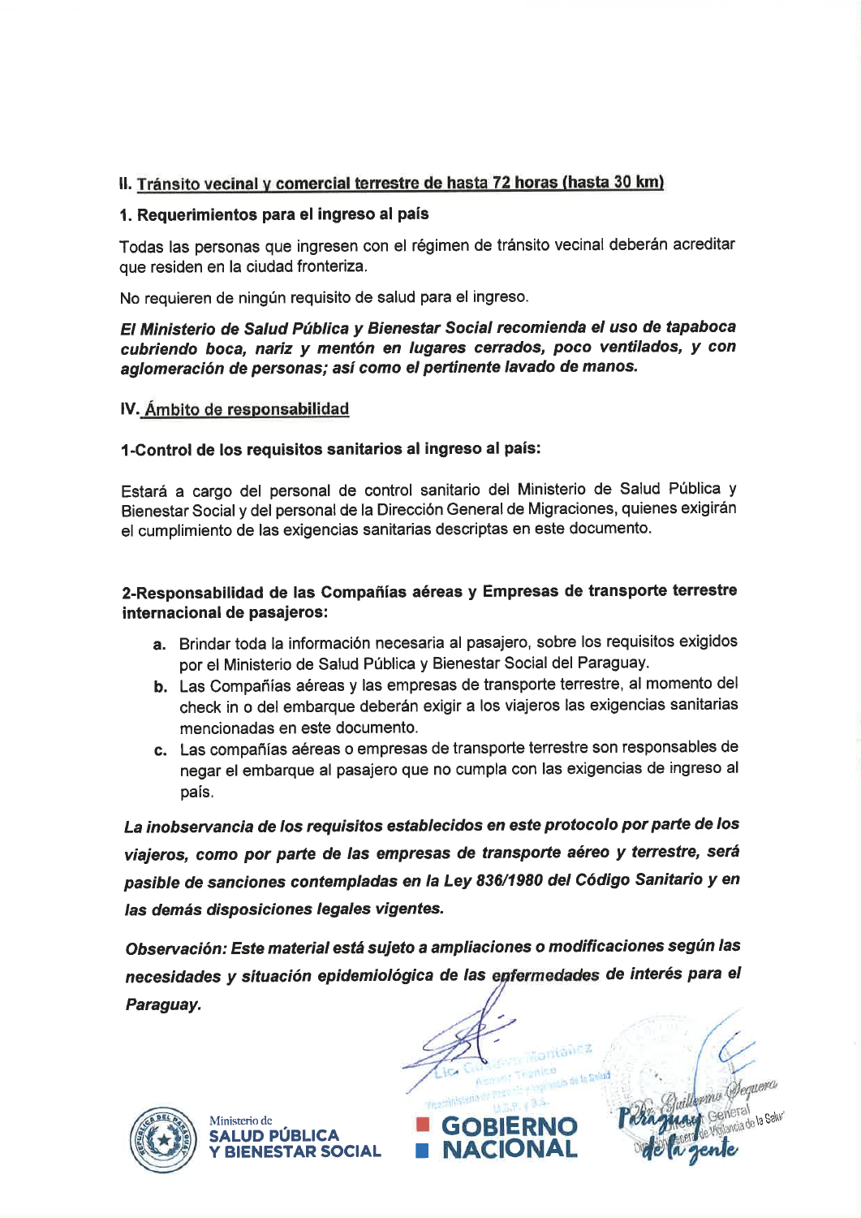## II. Tránsito vecinal y comercial terrestre de hasta 72 horas (hasta 30 km)

### 1. Requerimientos para el ingreso al país

Todas las personas que ingresen con el régimen de tránsito vecinal deberán acreditar que residen en la ciudad fronteriza.

No requieren de ningún requisito de salud para el ingreso.

***El Ministerio de Salud Pública y Bienestar Social recomienda el uso de tapaboca cubriendo boca, nariz y mentón en lugares cerrados, poco ventilados, y con aglomeración de personas; así como el pertinente lavado de manos.***

## IV. Ámbito de responsabilidad

### 1-Control de los requisitos sanitarios al ingreso al país:

Estará a cargo del personal de control sanitario del Ministerio de Salud Pública y Bienestar Social y del personal de la Dirección General de Migraciones, quienes exigirán el cumplimiento de las exigencias sanitarias descriptas en este documento.

### 2-Responsabilidad de las Compañías aéreas y Empresas de transporte terrestre internacional de pasajeros:

a. Brindar toda la información necesaria al pasajero, sobre los requisitos exigidos por el Ministerio de Salud Pública y Bienestar Social del Paraguay.
b. Las Compañías aéreas y las empresas de transporte terrestre, al momento del check in o del embarque deberán exigir a los viajeros las exigencias sanitarias mencionadas en este documento.
c. Las compañías aéreas o empresas de transporte terrestre son responsables de negar el embarque al pasajero que no cumpla con las exigencias de ingreso al país.

***La inobservancia de los requisitos establecidos en este protocolo por parte de los viajeros, como por parte de las empresas de transporte aéreo y terrestre, será pasible de sanciones contempladas en la Ley 836/1980 del Código Sanitario y en las demás disposiciones legales vigentes.***

***Observación: Este material está sujeto a ampliaciones o modificaciones según las necesidades y situación epidemiológica de las enfermedades de interés para el Paraguay.***